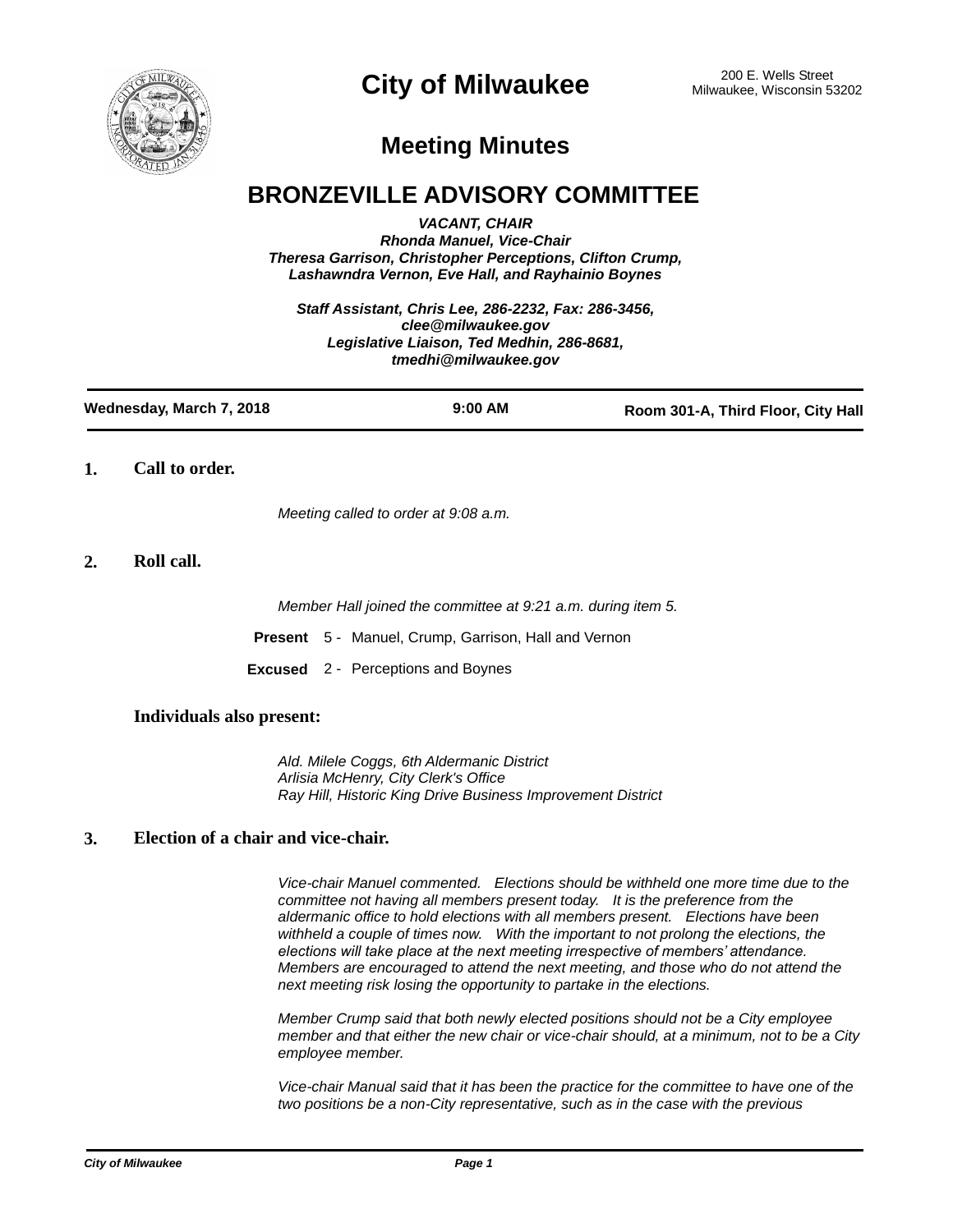# City of Milwaukee

200 E. Wells Street
Milwaukee, Wisconsin 53202

## Meeting Minutes

# BRONZEVILLE ADVISORY COMMITTEE

*VACANT, CHAIR*
*Rhonda Manuel, Vice-Chair*
*Theresa Garrison, Christopher Perceptions, Clifton Crump, Lashawndra Vernon, Eve Hall, and Rayhainio Boynes*

*Staff Assistant, Chris Lee, 286-2232, Fax: 286-3456, clee@milwaukee.gov*
*Legislative Liaison, Ted Medhin, 286-8681, tmedhi@milwaukee.gov*

---

**Wednesday, March 7, 2018** | **9:00 AM** | **Room 301-A, Third Floor, City Hall**

---

**1. Call to order.**

*Meeting called to order at 9:08 a.m.*

**2. Roll call.**

*Member Hall joined the committee at 9:21 a.m. during item 5.*

**Present** 5 - Manuel, Crump, Garrison, Hall and Vernon

**Excused** 2 - Perceptions and Boynes

**Individuals also present:**

*Ald. Milele Coggs, 6th Aldermanic District*
*Arlisia McHenry, City Clerk's Office*
*Ray Hill, Historic King Drive Business Improvement District*

**3. Election of a chair and vice-chair.**

*Vice-chair Manuel commented. Elections should be withheld one more time due to the committee not having all members present today. It is the preference from the aldermanic office to hold elections with all members present. Elections have been withheld a couple of times now. With the important to not prolong the elections, the elections will take place at the next meeting irrespective of members' attendance. Members are encouraged to attend the next meeting, and those who do not attend the next meeting risk losing the opportunity to partake in the elections.*

*Member Crump said that both newly elected positions should not be a City employee member and that either the new chair or vice-chair should, at a minimum, not to be a City employee member.*

*Vice-chair Manual said that it has been the practice for the committee to have one of the two positions be a non-City representative, such as in the case with the previous*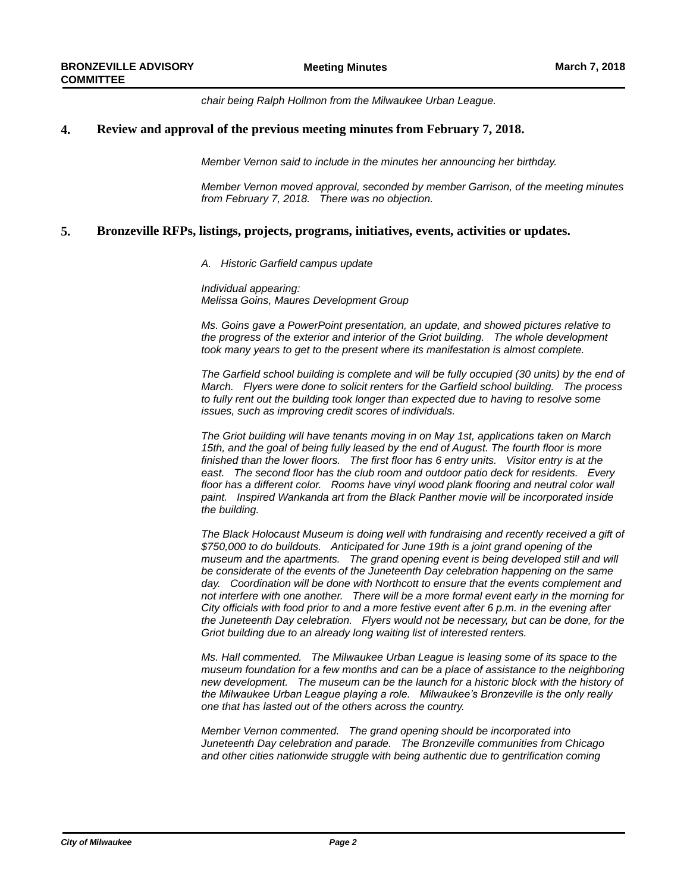*chair being Ralph Hollmon from the Milwaukee Urban League.*

## 4. Review and approval of the previous meeting minutes from February 7, 2018.

*Member Vernon said to include in the minutes her announcing her birthday.*

*Member Vernon moved approval, seconded by member Garrison, of the meeting minutes from February 7, 2018. There was no objection.*

## 5. Bronzeville RFPs, listings, projects, programs, initiatives, events, activities or updates.

*A. Historic Garfield campus update*

*Individual appearing:*
*Melissa Goins, Maures Development Group*

*Ms. Goins gave a PowerPoint presentation, an update, and showed pictures relative to the progress of the exterior and interior of the Griot building. The whole development took many years to get to the present where its manifestation is almost complete.*

*The Garfield school building is complete and will be fully occupied (30 units) by the end of March. Flyers were done to solicit renters for the Garfield school building. The process to fully rent out the building took longer than expected due to having to resolve some issues, such as improving credit scores of individuals.*

*The Griot building will have tenants moving in on May 1st, applications taken on March 15th, and the goal of being fully leased by the end of August. The fourth floor is more finished than the lower floors. The first floor has 6 entry units. Visitor entry is at the east. The second floor has the club room and outdoor patio deck for residents. Every floor has a different color. Rooms have vinyl wood plank flooring and neutral color wall paint. Inspired Wankanda art from the Black Panther movie will be incorporated inside the building.*

*The Black Holocaust Museum is doing well with fundraising and recently received a gift of $750,000 to do buildouts. Anticipated for June 19th is a joint grand opening of the museum and the apartments. The grand opening event is being developed still and will be considerate of the events of the Juneteenth Day celebration happening on the same day. Coordination will be done with Northcott to ensure that the events complement and not interfere with one another. There will be a more formal event early in the morning for City officials with food prior to and a more festive event after 6 p.m. in the evening after the Juneteenth Day celebration. Flyers would not be necessary, but can be done, for the Griot building due to an already long waiting list of interested renters.*

*Ms. Hall commented. The Milwaukee Urban League is leasing some of its space to the museum foundation for a few months and can be a place of assistance to the neighboring new development. The museum can be the launch for a historic block with the history of the Milwaukee Urban League playing a role. Milwaukee's Bronzeville is the only really one that has lasted out of the others across the country.*

*Member Vernon commented. The grand opening should be incorporated into Juneteenth Day celebration and parade. The Bronzeville communities from Chicago and other cities nationwide struggle with being authentic due to gentrification coming*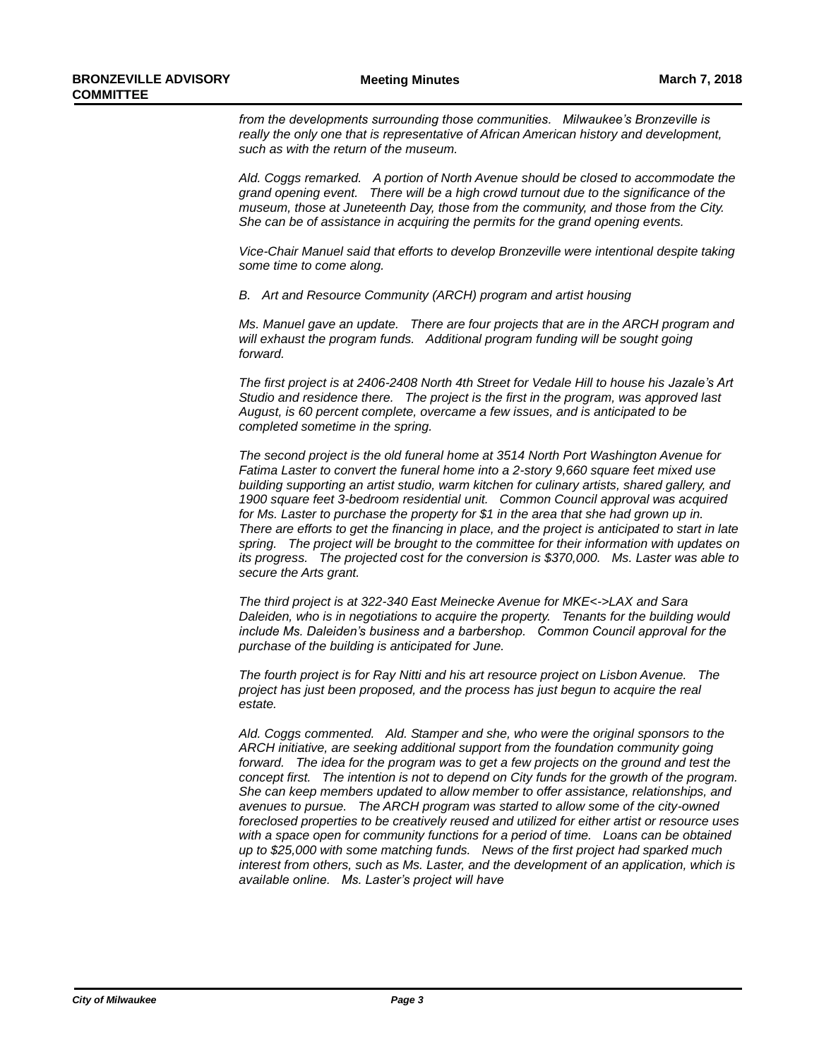*from the developments surrounding those communities. Milwaukee's Bronzeville is really the only one that is representative of African American history and development, such as with the return of the museum.*

*Ald. Coggs remarked. A portion of North Avenue should be closed to accommodate the grand opening event. There will be a high crowd turnout due to the significance of the museum, those at Juneteenth Day, those from the community, and those from the City. She can be of assistance in acquiring the permits for the grand opening events.*

*Vice-Chair Manuel said that efforts to develop Bronzeville were intentional despite taking some time to come along.*

*B. Art and Resource Community (ARCH) program and artist housing*

*Ms. Manuel gave an update. There are four projects that are in the ARCH program and will exhaust the program funds. Additional program funding will be sought going forward.*

*The first project is at 2406-2408 North 4th Street for Vedale Hill to house his Jazale's Art Studio and residence there. The project is the first in the program, was approved last August, is 60 percent complete, overcame a few issues, and is anticipated to be completed sometime in the spring.*

*The second project is the old funeral home at 3514 North Port Washington Avenue for Fatima Laster to convert the funeral home into a 2-story 9,660 square feet mixed use building supporting an artist studio, warm kitchen for culinary artists, shared gallery, and 1900 square feet 3-bedroom residential unit. Common Council approval was acquired for Ms. Laster to purchase the property for $1 in the area that she had grown up in. There are efforts to get the financing in place, and the project is anticipated to start in late spring. The project will be brought to the committee for their information with updates on its progress. The projected cost for the conversion is $370,000. Ms. Laster was able to secure the Arts grant.*

*The third project is at 322-340 East Meinecke Avenue for MKE<->LAX and Sara Daleiden, who is in negotiations to acquire the property. Tenants for the building would include Ms. Daleiden's business and a barbershop. Common Council approval for the purchase of the building is anticipated for June.*

*The fourth project is for Ray Nitti and his art resource project on Lisbon Avenue. The project has just been proposed, and the process has just begun to acquire the real estate.*

*Ald. Coggs commented. Ald. Stamper and she, who were the original sponsors to the ARCH initiative, are seeking additional support from the foundation community going forward. The idea for the program was to get a few projects on the ground and test the concept first. The intention is not to depend on City funds for the growth of the program. She can keep members updated to allow member to offer assistance, relationships, and avenues to pursue. The ARCH program was started to allow some of the city-owned foreclosed properties to be creatively reused and utilized for either artist or resource uses with a space open for community functions for a period of time. Loans can be obtained up to $25,000 with some matching funds. News of the first project had sparked much interest from others, such as Ms. Laster, and the development of an application, which is available online. Ms. Laster's project will have*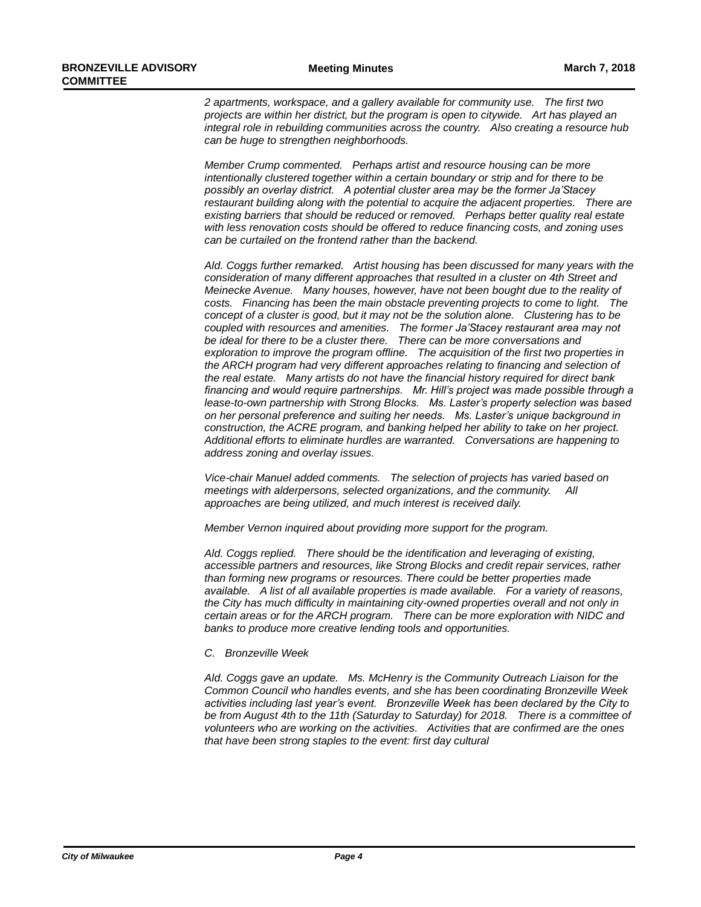*2 apartments, workspace, and a gallery available for community use. The first two projects are within her district, but the program is open to citywide. Art has played an integral role in rebuilding communities across the country. Also creating a resource hub can be huge to strengthen neighborhoods.*

*Member Crump commented. Perhaps artist and resource housing can be more intentionally clustered together within a certain boundary or strip and for there to be possibly an overlay district. A potential cluster area may be the former Ja'Stacey restaurant building along with the potential to acquire the adjacent properties. There are existing barriers that should be reduced or removed. Perhaps better quality real estate with less renovation costs should be offered to reduce financing costs, and zoning uses can be curtailed on the frontend rather than the backend.*

*Ald. Coggs further remarked. Artist housing has been discussed for many years with the consideration of many different approaches that resulted in a cluster on 4th Street and Meinecke Avenue. Many houses, however, have not been bought due to the reality of costs. Financing has been the main obstacle preventing projects to come to light. The concept of a cluster is good, but it may not be the solution alone. Clustering has to be coupled with resources and amenities. The former Ja'Stacey restaurant area may not be ideal for there to be a cluster there. There can be more conversations and exploration to improve the program offline. The acquisition of the first two properties in the ARCH program had very different approaches relating to financing and selection of the real estate. Many artists do not have the financial history required for direct bank financing and would require partnerships. Mr. Hill's project was made possible through a lease-to-own partnership with Strong Blocks. Ms. Laster's property selection was based on her personal preference and suiting her needs. Ms. Laster's unique background in construction, the ACRE program, and banking helped her ability to take on her project. Additional efforts to eliminate hurdles are warranted. Conversations are happening to address zoning and overlay issues.*

*Vice-chair Manuel added comments. The selection of projects has varied based on meetings with alderpersons, selected organizations, and the community. All approaches are being utilized, and much interest is received daily.*

*Member Vernon inquired about providing more support for the program.*

*Ald. Coggs replied. There should be the identification and leveraging of existing, accessible partners and resources, like Strong Blocks and credit repair services, rather than forming new programs or resources. There could be better properties made available. A list of all available properties is made available. For a variety of reasons, the City has much difficulty in maintaining city-owned properties overall and not only in certain areas or for the ARCH program. There can be more exploration with NIDC and banks to produce more creative lending tools and opportunities.*

*C. Bronzeville Week*

*Ald. Coggs gave an update. Ms. McHenry is the Community Outreach Liaison for the Common Council who handles events, and she has been coordinating Bronzeville Week activities including last year's event. Bronzeville Week has been declared by the City to be from August 4th to the 11th (Saturday to Saturday) for 2018. There is a committee of volunteers who are working on the activities. Activities that are confirmed are the ones that have been strong staples to the event: first day cultural*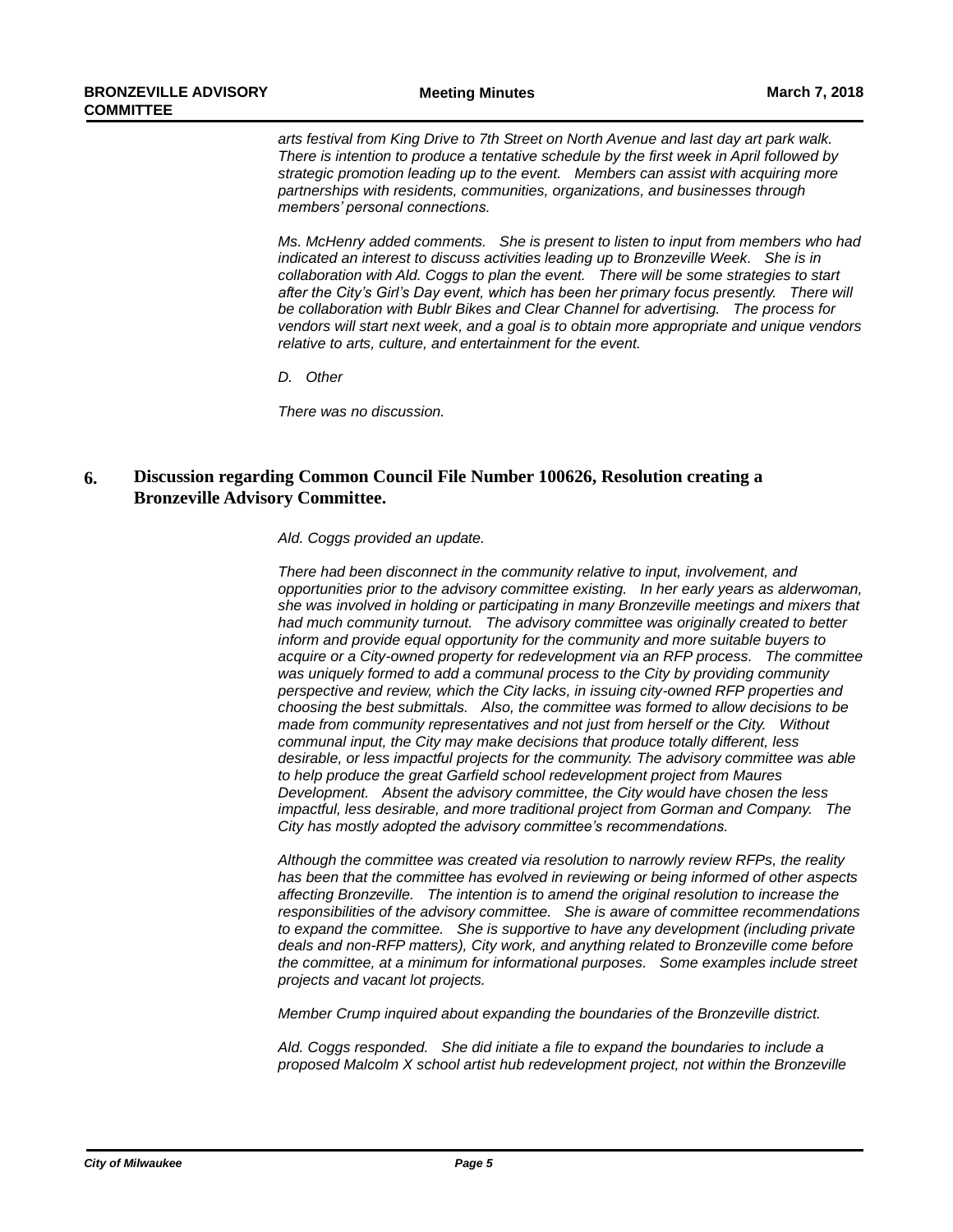*arts festival from King Drive to 7th Street on North Avenue and last day art park walk. There is intention to produce a tentative schedule by the first week in April followed by strategic promotion leading up to the event. Members can assist with acquiring more partnerships with residents, communities, organizations, and businesses through members' personal connections.*

*Ms. McHenry added comments. She is present to listen to input from members who had indicated an interest to discuss activities leading up to Bronzeville Week. She is in collaboration with Ald. Coggs to plan the event. There will be some strategies to start after the City's Girl's Day event, which has been her primary focus presently. There will be collaboration with Bublr Bikes and Clear Channel for advertising. The process for vendors will start next week, and a goal is to obtain more appropriate and unique vendors relative to arts, culture, and entertainment for the event.*

*D. Other*

*There was no discussion.*

## 6. Discussion regarding Common Council File Number 100626, Resolution creating a Bronzeville Advisory Committee.

*Ald. Coggs provided an update.*

*There had been disconnect in the community relative to input, involvement, and opportunities prior to the advisory committee existing. In her early years as alderwoman, she was involved in holding or participating in many Bronzeville meetings and mixers that had much community turnout. The advisory committee was originally created to better inform and provide equal opportunity for the community and more suitable buyers to acquire or a City-owned property for redevelopment via an RFP process. The committee was uniquely formed to add a communal process to the City by providing community perspective and review, which the City lacks, in issuing city-owned RFP properties and choosing the best submittals. Also, the committee was formed to allow decisions to be made from community representatives and not just from herself or the City. Without communal input, the City may make decisions that produce totally different, less desirable, or less impactful projects for the community. The advisory committee was able to help produce the great Garfield school redevelopment project from Maures Development. Absent the advisory committee, the City would have chosen the less impactful, less desirable, and more traditional project from Gorman and Company. The City has mostly adopted the advisory committee's recommendations.*

*Although the committee was created via resolution to narrowly review RFPs, the reality has been that the committee has evolved in reviewing or being informed of other aspects affecting Bronzeville. The intention is to amend the original resolution to increase the responsibilities of the advisory committee. She is aware of committee recommendations to expand the committee. She is supportive to have any development (including private deals and non-RFP matters), City work, and anything related to Bronzeville come before the committee, at a minimum for informational purposes. Some examples include street projects and vacant lot projects.*

*Member Crump inquired about expanding the boundaries of the Bronzeville district.*

*Ald. Coggs responded. She did initiate a file to expand the boundaries to include a proposed Malcolm X school artist hub redevelopment project, not within the Bronzeville*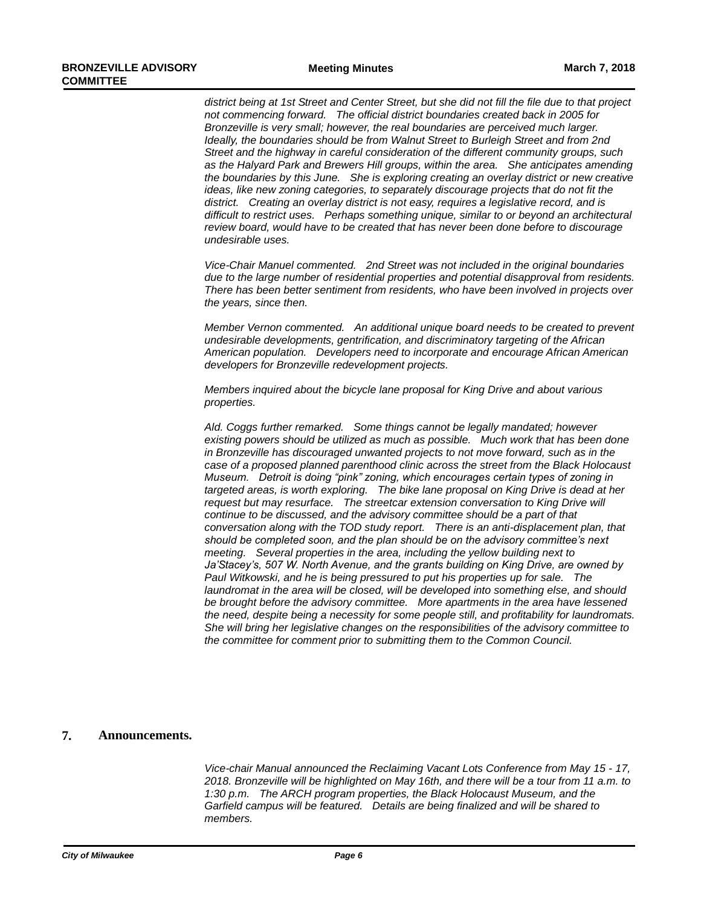*district being at 1st Street and Center Street, but she did not fill the file due to that project not commencing forward. The official district boundaries created back in 2005 for Bronzeville is very small; however, the real boundaries are perceived much larger. Ideally, the boundaries should be from Walnut Street to Burleigh Street and from 2nd Street and the highway in careful consideration of the different community groups, such as the Halyard Park and Brewers Hill groups, within the area. She anticipates amending the boundaries by this June. She is exploring creating an overlay district or new creative ideas, like new zoning categories, to separately discourage projects that do not fit the district. Creating an overlay district is not easy, requires a legislative record, and is difficult to restrict uses. Perhaps something unique, similar to or beyond an architectural review board, would have to be created that has never been done before to discourage undesirable uses.*

*Vice-Chair Manuel commented. 2nd Street was not included in the original boundaries due to the large number of residential properties and potential disapproval from residents. There has been better sentiment from residents, who have been involved in projects over the years, since then.*

*Member Vernon commented. An additional unique board needs to be created to prevent undesirable developments, gentrification, and discriminatory targeting of the African American population. Developers need to incorporate and encourage African American developers for Bronzeville redevelopment projects.*

*Members inquired about the bicycle lane proposal for King Drive and about various properties.*

*Ald. Coggs further remarked. Some things cannot be legally mandated; however existing powers should be utilized as much as possible. Much work that has been done in Bronzeville has discouraged unwanted projects to not move forward, such as in the case of a proposed planned parenthood clinic across the street from the Black Holocaust Museum. Detroit is doing "pink" zoning, which encourages certain types of zoning in targeted areas, is worth exploring. The bike lane proposal on King Drive is dead at her request but may resurface. The streetcar extension conversation to King Drive will continue to be discussed, and the advisory committee should be a part of that conversation along with the TOD study report. There is an anti-displacement plan, that should be completed soon, and the plan should be on the advisory committee's next meeting. Several properties in the area, including the yellow building next to Ja'Stacey's, 507 W. North Avenue, and the grants building on King Drive, are owned by Paul Witkowski, and he is being pressured to put his properties up for sale. The laundromat in the area will be closed, will be developed into something else, and should be brought before the advisory committee. More apartments in the area have lessened the need, despite being a necessity for some people still, and profitability for laundromats. She will bring her legislative changes on the responsibilities of the advisory committee to the committee for comment prior to submitting them to the Common Council.*

## 7. Announcements.

*Vice-chair Manual announced the Reclaiming Vacant Lots Conference from May 15 - 17, 2018. Bronzeville will be highlighted on May 16th, and there will be a tour from 11 a.m. to 1:30 p.m. The ARCH program properties, the Black Holocaust Museum, and the Garfield campus will be featured. Details are being finalized and will be shared to members.*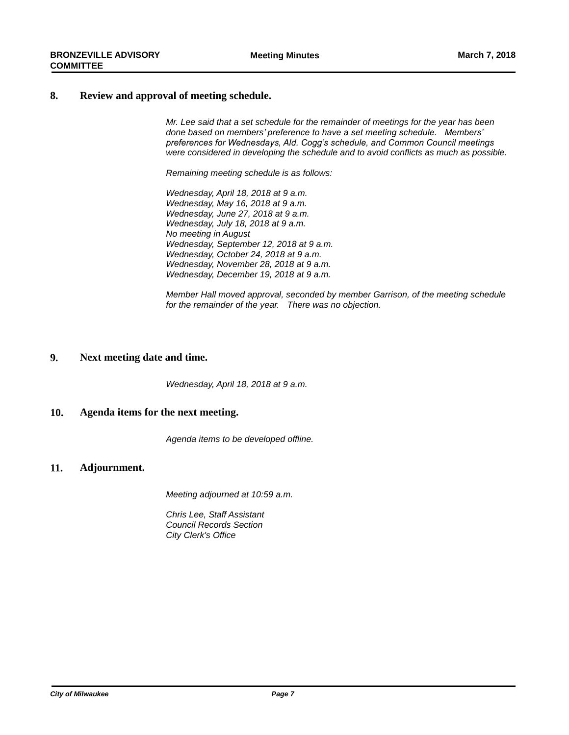## 8. Review and approval of meeting schedule.

*Mr. Lee said that a set schedule for the remainder of meetings for the year has been done based on members' preference to have a set meeting schedule. Members' preferences for Wednesdays, Ald. Cogg's schedule, and Common Council meetings were considered in developing the schedule and to avoid conflicts as much as possible.*

*Remaining meeting schedule is as follows:*

*Wednesday, April 18, 2018 at 9 a.m.*
*Wednesday, May 16, 2018 at 9 a.m.*
*Wednesday, June 27, 2018 at 9 a.m.*
*Wednesday, July 18, 2018 at 9 a.m.*
*No meeting in August*
*Wednesday, September 12, 2018 at 9 a.m.*
*Wednesday, October 24, 2018 at 9 a.m.*
*Wednesday, November 28, 2018 at 9 a.m.*
*Wednesday, December 19, 2018 at 9 a.m.*

*Member Hall moved approval, seconded by member Garrison, of the meeting schedule for the remainder of the year. There was no objection.*

## 9. Next meeting date and time.

*Wednesday, April 18, 2018 at 9 a.m.*

## 10. Agenda items for the next meeting.

*Agenda items to be developed offline.*

## 11. Adjournment.

*Meeting adjourned at 10:59 a.m.*

*Chris Lee, Staff Assistant*
*Council Records Section*
*City Clerk's Office*